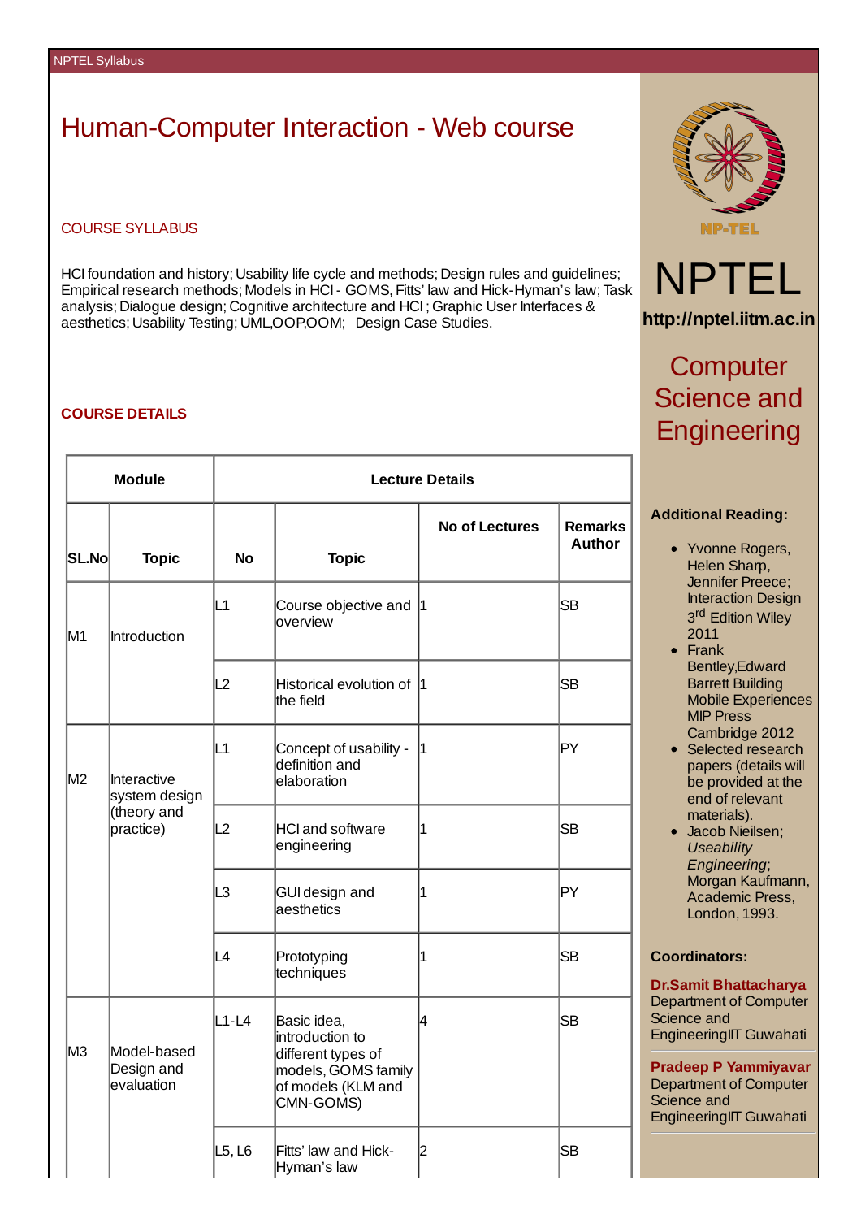# Human-Computer Interaction - Web course

## COURSE SYLLABUS

HCI foundation and history; Usability life cycle and methods; Design rules and guidelines; Empirical research methods; Models in HCI - GOMS, Fitts' law and Hick-Hyman's law; Task analysis; Dialogue design; Cognitive architecture and HCI ; Graphic User Interfaces & aesthetics; Usability Testing; UML,OOP,OOM; Design Case Studies.

## COURSE DETAILS

| Module | | Lecture Details | | | |
|---|---|---|---|---|---|
| **SL.No** | **Topic** | **No** | **Topic** | **No of Lectures** | **Remarks Author** |
| M1 | Introduction | L1 | Course objective and overview | 1 | SB |
| | | L2 | Historical evolution of the field | 1 | SB |
| M2 | Interactive system design (theory and practice) | L1 | Concept of usability - definition and elaboration | 1 | PY |
| | | L2 | HCI and software engineering | 1 | SB |
| | | L3 | GUI design and aesthetics | 1 | PY |
| | | L4 | Prototyping techniques | 1 | SB |
| M3 | Model-based Design and evaluation | L1-L4 | Basic idea, introduction to different types of models, GOMS family of models (KLM and CMN-GOMS) | 4 | SB |
| | | L5, L6 | Fitts' law and Hick-Hyman's law | 2 | SB |

# NPTEL

http://nptel.iitm.ac.in

## Computer Science and Engineering

**Additional Reading:**

- Yvonne Rogers, Helen Sharp, Jennifer Preece; Interaction Design 3rd Edition Wiley 2011
- Frank Bentley,Edward Barrett Building Mobile Experiences MIP Press Cambridge 2012
- Selected research papers (details will be provided at the end of relevant materials).
- Jacob Neilsen; *Useability Engineering*; Morgan Kaufmann, Academic Press, London, 1993.

**Coordinators:**

**Dr.Samit Bhattacharya**
Department of Computer Science and EngineeringIIT Guwahati

**Pradeep P Yammiyavar**
Department of Computer Science and EngineeringIIT Guwahati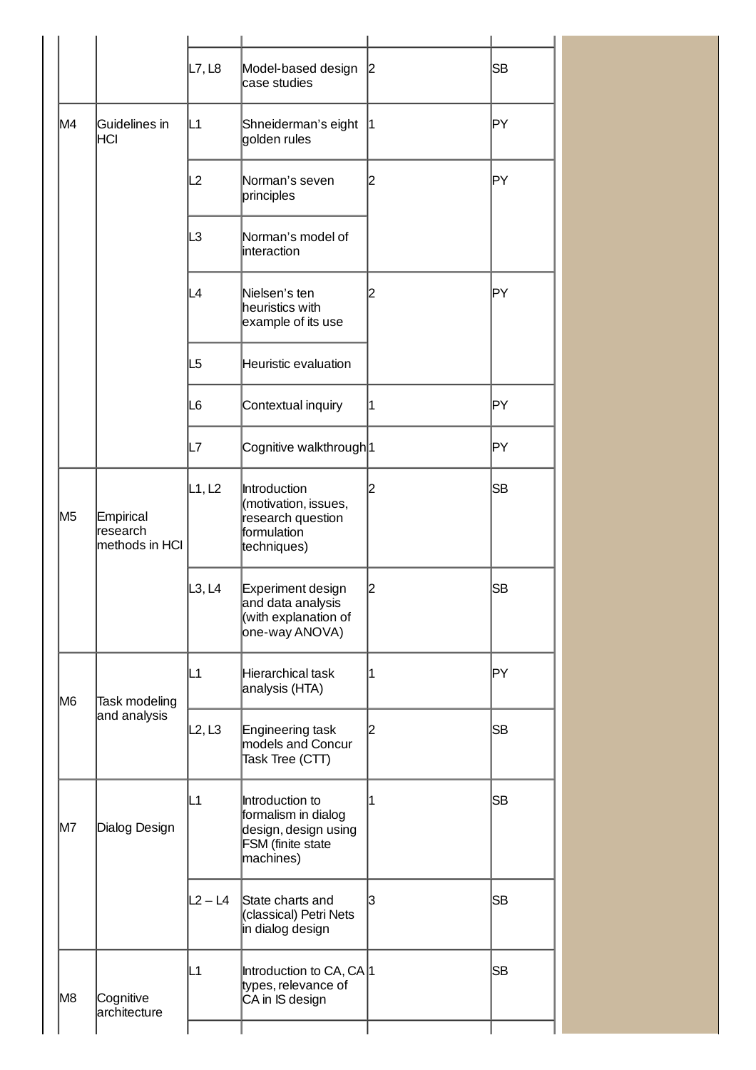| | | | | | |
|---|---|---|---|---|---|
| | | L7, L8 | Model-based design case studies | 2 | SB |
| M4 | Guidelines in HCI | L1 | Shneiderman's eight golden rules | 1 | PY |
| | | L2 | Norman's seven principles | 2 | PY |
| | | L3 | Norman's model of interaction | | |
| | | L4 | Nielsen's ten heuristics with example of its use | 2 | PY |
| | | L5 | Heuristic evaluation | | |
| | | L6 | Contextual inquiry | 1 | PY |
| | | L7 | Cognitive walkthrough | 1 | PY |
| M5 | Empirical research methods in HCI | L1, L2 | Introduction (motivation, issues, research question formulation techniques) | 2 | SB |
| | | L3, L4 | Experiment design and data analysis (with explanation of one-way ANOVA) | 2 | SB |
| M6 | Task modeling and analysis | L1 | Hierarchical task analysis (HTA) | 1 | PY |
| | | L2, L3 | Engineering task models and Concur Task Tree (CTT) | 2 | SB |
| M7 | Dialog Design | L1 | Introduction to formalism in dialog design, design using FSM (finite state machines) | 1 | SB |
| | | L2 – L4 | State charts and (classical) Petri Nets in dialog design | 3 | SB |
| M8 | Cognitive architecture | L1 | Introduction to CA, CA types, relevance of CA in IS design | 1 | SB |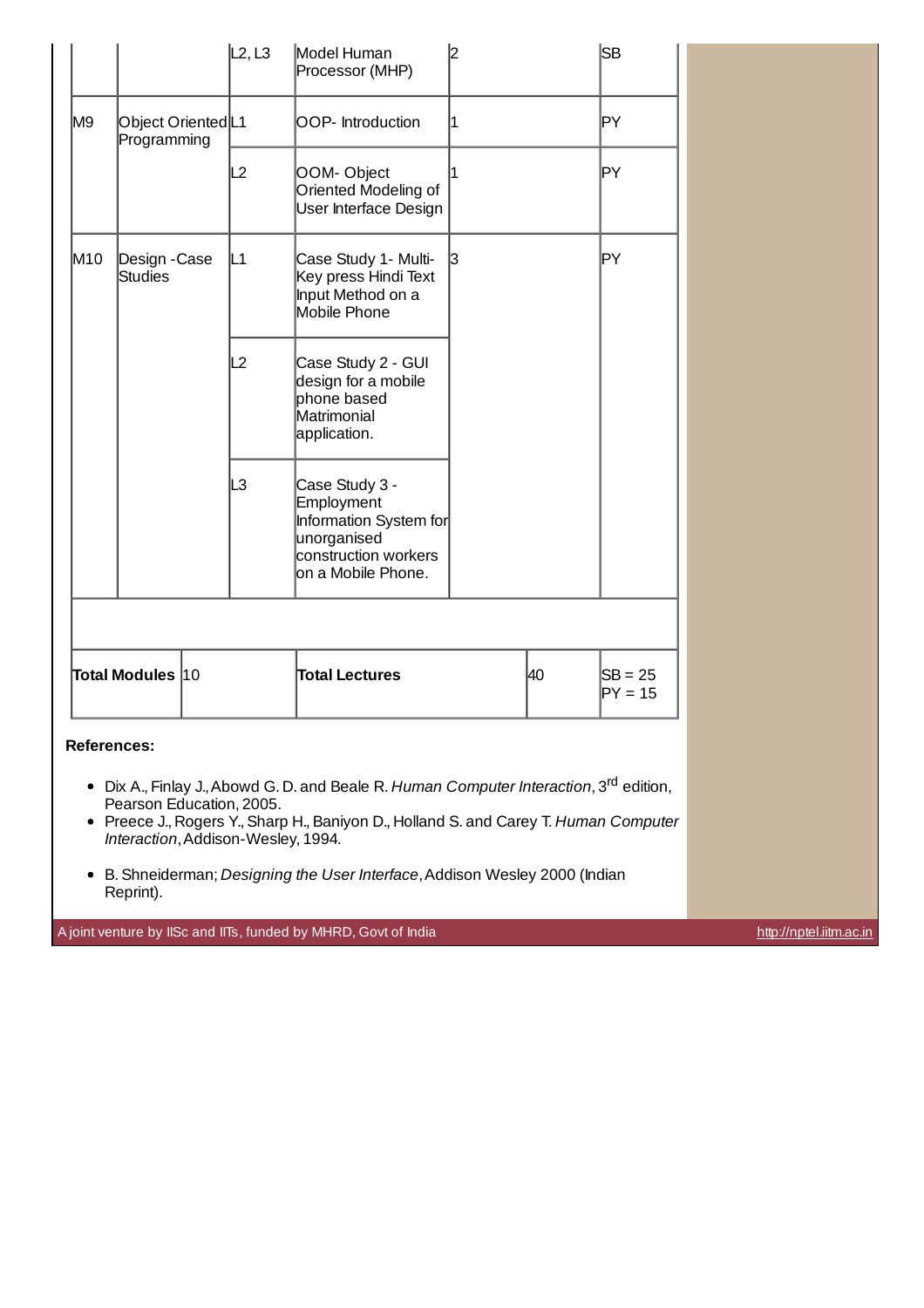| | | | | | |
|---|---|---|---|---|---|
| | | L2, L3 | Model Human Processor (MHP) | 2 | SB |
| M9 | Object Oriented Programming | L1 | OOP- Introduction | 1 | PY |
| | | L2 | OOM- Object Oriented Modeling of User Interface Design | 1 | PY |
| M10 | Design -Case Studies | L1 | Case Study 1- Multi-Key press Hindi Text Input Method on a Mobile Phone | 3 | PY |
| | | L2 | Case Study 2 - GUI design for a mobile phone based Matrimonial application. | | |
| | | L3 | Case Study 3 - Employment Information System for unorganised construction workers on a Mobile Phone. | | |
| | | | | | |
| **Total Modules** | 10 | | **Total Lectures** | 40 | SB = 25<br>PY = 15 |

**References:**

- Dix A., Finlay J., Abowd G. D. and Beale R. *Human Computer Interaction*, 3rd edition, Pearson Education, 2005.
- Preece J., Rogers Y., Sharp H., Baniyon D., Holland S. and Carey T. *Human Computer Interaction*, Addison-Wesley, 1994.
- B. Shneiderman; *Designing the User Interface*, Addison Wesley 2000 (Indian Reprint).

A joint venture by IISc and IITs, funded by MHRD, Govt of India http://nptel.iitm.ac.in